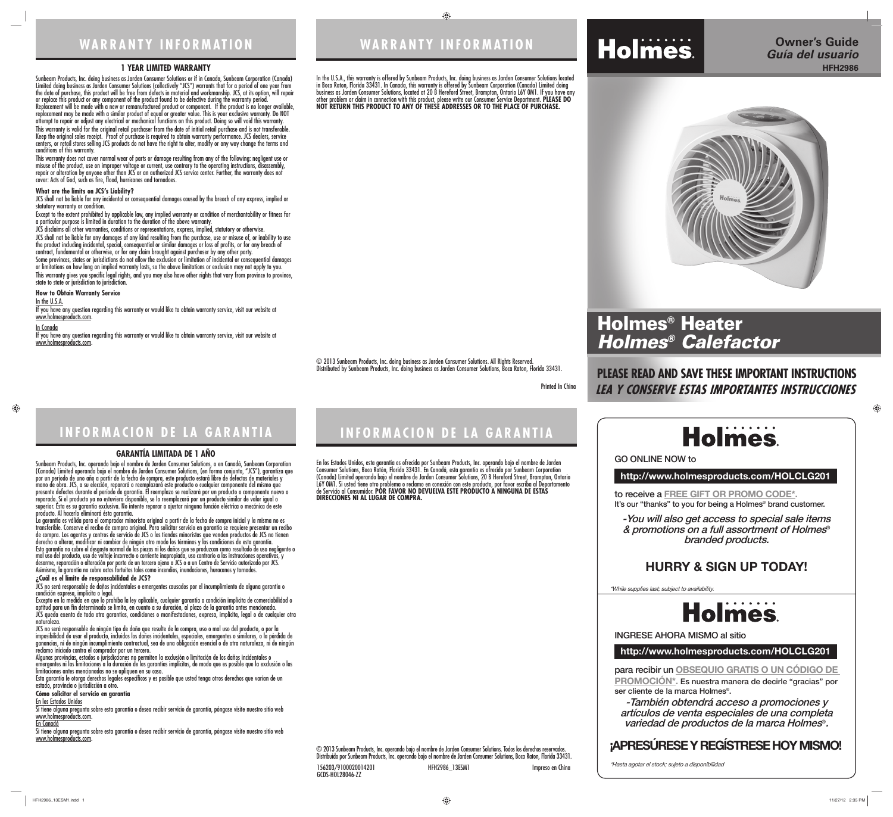# Holmes®

**Owner's Guide**
***Guía del usuario***
**HFH2986**

## Holmes® Heater
## *Holmes® Calefactor*

**PLEASE READ AND SAVE THESE IMPORTANT INSTRUCTIONS**
***LEA Y CONSERVE ESTAS IMPORTANTES INSTRUCCIONES***

---

## WARRANTY INFORMATION

### 1 YEAR LIMITED WARRANTY

Sunbeam Products, Inc. doing business as Jarden Consumer Solutions or if in Canada, Sunbeam Corporation (Canada) Limited doing business as Jarden Consumer Solutions (collectively "JCS") warrants that for a period of one year from the date of purchase, this product will be free from defects in material and workmanship. JCS, at its option, will repair or replace this product or any component of the product found to be defective during the warranty period. Replacement will be made with a new or remanufactured product or component. If the product is no longer available, replacement may be made with a similar product of equal or greater value. This is your exclusive warranty. Do NOT attempt to repair or adjust any electrical or mechanical functions on this product. Doing so will void this warranty.

This warranty is valid for the original retail purchaser from the date of initial retail purchase and is not transferable. Keep the original sales receipt. Proof of purchase is required to obtain warranty performance. JCS dealers, service centers, or retail stores selling JCS products do not have the right to alter, modify or any way change the terms and conditions of this warranty.

This warranty does not cover normal wear of parts or damage resulting from any of the following: negligent use or misuse of the product, use on improper voltage or current, use contrary to the operating instructions, disassembly, repair or alteration by anyone other than JCS or an authorized JCS service center. Further, the warranty does not cover: Acts of God, such as fire, flood, hurricanes and tornadoes.

**What are the limits on JCS's Liability?**

JCS shall not be liable for any incidental or consequential damages caused by the breach of any express, implied or statutory warranty or condition.

Except to the extent prohibited by applicable law, any implied warranty or condition of merchantability or fitness for a particular purpose is limited in duration to the duration of the above warranty.

JCS disclaims all other warranties, conditions or representations, express, implied, statutory or otherwise.

JCS shall not be liable for any damages of any kind resulting from the purchase, use or misuse of, or inability to use the product including incidental, special, consequential or similar damages or loss of profits, or for any breach of contract, fundamental or otherwise, or for any claim brought against purchaser by any other party.

Some provinces, states or jurisdictions do not allow the exclusion or limitation of incidental or consequential damages or limitations on how long an implied warranty lasts, so the above limitations or exclusion may not apply to you.

This warranty gives you specific legal rights, and you may also have other rights that vary from province to province, state to state or jurisdiction to jurisdiction.

**How to Obtain Warranty Service**

In the U.S.A.

If you have any question regarding this warranty or would like to obtain warranty service, visit our website at www.holmesproducts.com.

In Canada

If you have any question regarding this warranty or would like to obtain warranty service, visit our website at www.holmesproducts.com.

## WARRANTY INFORMATION

In the U.S.A., this warranty is offered by Sunbeam Products, Inc. doing business as Jarden Consumer Solutions located in Boca Raton, Florida 33431. In Canada, this warranty is offered by Sunbeam Corporation (Canada) Limited doing business as Jarden Consumer Solutions, located at 20 B Hereford Street, Brampton, Ontario L6Y 0M1. If you have any other problem or claim in connection with this product, please write our Consumer Service Department. **PLEASE DO NOT RETURN THIS PRODUCT TO ANY OF THESE ADDRESSES OR TO THE PLACE OF PURCHASE.**

© 2013 Sunbeam Products, Inc. doing business as Jarden Consumer Solutions. All Rights Reserved.
Distributed by Sunbeam Products, Inc. doing business as Jarden Consumer Solutions, Boca Raton, Florida 33431.

Printed In China

---

## INFORMACION DE LA GARANTIA

### GARANTÍA LIMITADA DE 1 AÑO

Sunbeam Products, Inc. operando bajo el nombre de Jarden Consumer Solutions, o en Canadá, Sunbeam Corporation (Canada) Limited operando bajo el nombre de Jarden Consumer Solutions, (en forma conjunta, "JCS"), garantiza que por un período de uno año a partir de la fecha de compra, este producto estará libre de defectos de materiales y mano de obra. JCS, a su elección, reparará o reemplazará este producto o cualquier componente del mismo que presente defectos durante el período de garantía. El reemplazo se realizará por un producto o componente nuevo o reparado. Si el producto ya no estuviera disponible, se lo reemplazará por un producto similar de valor igual o superior. Ésta es su garantía exclusiva. No intente reparar o ajustar ninguna función eléctrica o mecánica de este producto. Al hacerlo eliminará ésta garantía.

La garantía es válida para el comprador minorista original a partir de la fecha de compra inicial y la misma no es transferible. Conserve el recibo de compra original. Para solicitar servicio en garantía se requiere presentar un recibo de compra. Los agentes y centros de servicio de JCS o las tiendas minoristas que venden productos de JCS no tienen derecho a alterar, modificar ni cambiar de ningún otro modo los términos y las condiciones de esta garantía.

Esta garantía no cubre el desgaste normal de las piezas ni los daños que se produzcan como resultado de uso negligente o mal uso del producto, uso de voltaje incorrecto o corriente inapropiada, uso contrario a las instrucciones operativas, y desarme, reparación o alteración por parte de un tercero ajeno a JCS o a un Centro de Servicio autorizado por JCS. Asimismo, la garantía no cubre actos fortuitos tales como incendios, inundaciones, huracanes y tornados.

**¿Cuál es el límite de responsabilidad de JCS?**

JCS no será responsable de daños incidentales o emergentes causados por el incumplimiento de alguna garantía o condición expresa, implícita o legal.

Excepto en la medida en que lo prohíba la ley aplicable, cualquier garantía o condición implícita de comerciabilidad o aptitud para un fin determinado se limita, en cuanto a su duración, al plazo de la garantía antes mencionada.

JCS queda exenta de toda otra garantías, condiciones o manifestaciones, expresa, implícita, legal o de cualquier otra naturaleza.

JCS no será responsable de ningún tipo de daño que resulte de la compra, uso o mal uso del producto, o por la imposibilidad de usar el producto, incluidos los daños incidentales, especiales, emergentes o similares, o la pérdida de ganancias, ni de ningún incumplimiento contractual, sea de una obligación esencial o de otra naturaleza, ni de ningún reclamo iniciado contra el comprador por un tercero.

Algunas provincias, estados o jurisdicciones no permiten la exclusión o limitación de los daños incidentales o emergentes ni las limitaciones a la duración de las garantías implícitas, de modo que es posible que la exclusión o las limitaciones antes mencionadas no se apliquen en su caso.

Esta garantía le otorga derechos legales específicos y es posible que usted tenga otros derechos que varían de un estado, provincia o jurisdicción a otro.

**Cómo solicitar el servicio en garantía**

En los Estados Unidos

Si tiene alguna pregunta sobre esta garantía o desea recibir servicio de garantía, póngase visite nuestro sitio web www.holmesproducts.com.

En Canadá

Si tiene alguna pregunta sobre esta garantía o desea recibir servicio de garantía, póngase visite nuestro sitio web www.holmesproducts.com.

## INFORMACION DE LA GARANTIA

En los Estados Unidos, esta garantía es ofrecida por Sunbeam Products, Inc. operando bajo el nombre de Jarden Consumer Solutions, Boca Ratón, Florida 33431. En Canadá, esta garantía es ofrecida por Sunbeam Corporation (Canada) Limited operando bajo el nombre de Jarden Consumer Solutions, 20 B Hereford Street, Brampton, Ontario L6Y 0M1. Si usted tiene otro problema o reclamo en conexión con este producto, por favor escriba al Departamento de Servicio al Consumidor. **POR FAVOR NO DEVUELVA ESTE PRODUCTO A NINGUNA DE ESTAS DIRECCIONES NI AL LUGAR DE COMPRA.**

© 2013 Sunbeam Products, Inc. operando bajo el nombre de Jarden Consumer Solutions. Todos los derechos reservados.
Distribuido por Sunbeam Products, Inc. operando bajo el nombre de Jarden Consumer Solutions, Boca Ratón, Florida 33431.

156203/9100020014201 HFH2986_13ESM1 Impreso en China
GCDS-HOL28046-ZZ

---

# Holmes®

GO ONLINE NOW to

**http://www.holmesproducts.com/HOLCLG201**

to receive a **FREE GIFT OR PROMO CODE\***.
It's our "thanks" to you for being a Holmes® brand customer.

*-You will also get access to special sale items & promotions on a full assortment of Holmes® branded products.*

**HURRY & SIGN UP TODAY!**

*\*While supplies last; subject to availability.*

# Holmes®

INGRESE AHORA MISMO al sitio

**http://www.holmesproducts.com/HOLCLG201**

para recibir un **OBSEQUIO GRATIS O UN CÓDIGO DE PROMOCIÓN\***. Es nuestra manera de decirle "gracias" por ser cliente de la marca Holmes®.

*-También obtendrá acceso a promociones y artículos de venta especiales de una completa variedad de productos de la marca Holmes®.*

**¡APRESÚRESE Y REGÍSTRESE HOY MISMO!**

*\*Hasta agotar el stock; sujeto a disponibilidad*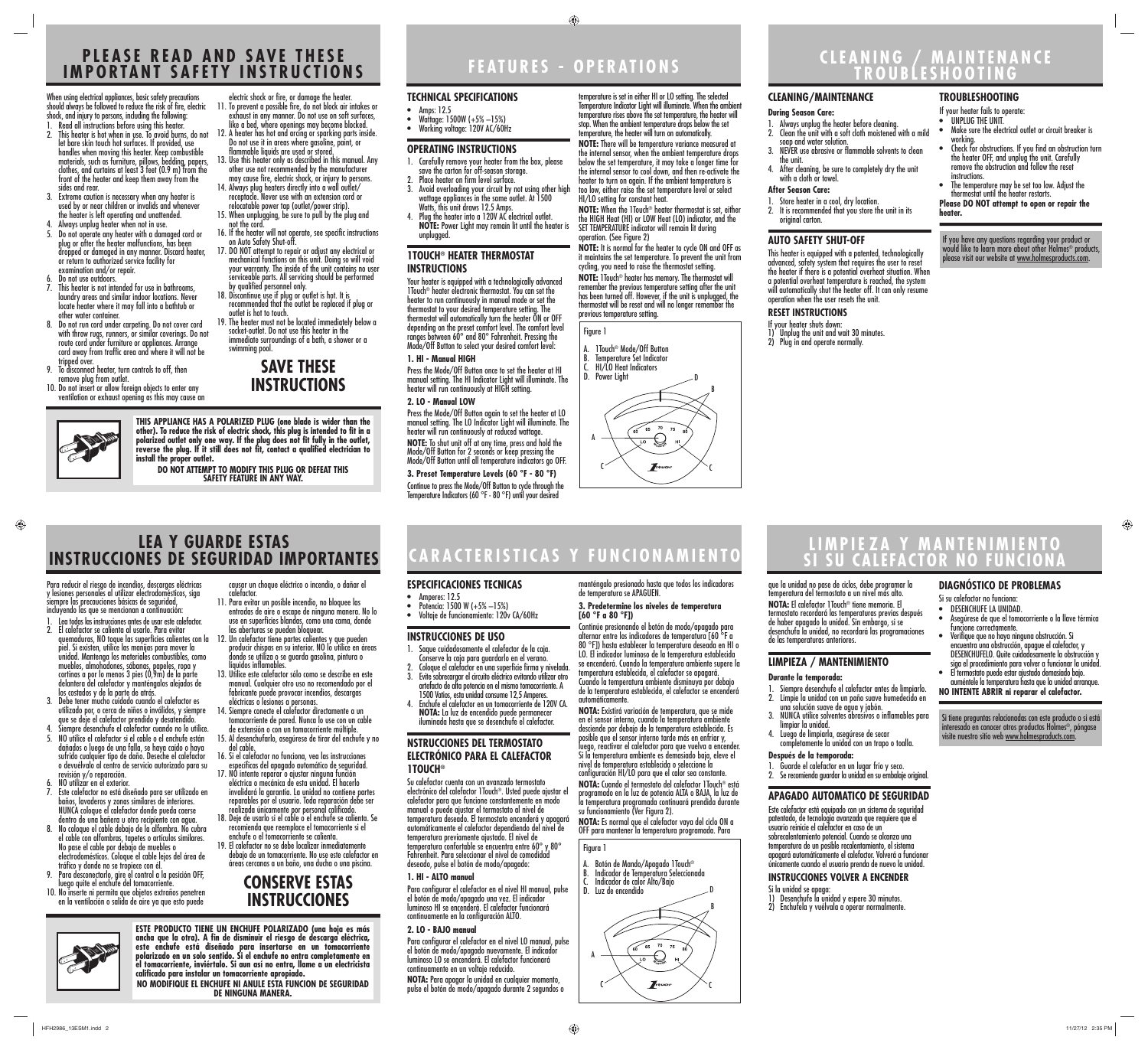# PLEASE READ AND SAVE THESE IMPORTANT SAFETY INSTRUCTIONS

When using electrical appliances, basic safety precautions should always be followed to reduce the risk of fire, electric shock, and injury to persons, including the following:

1. Read all instructions before using this heater.
2. This heater is hot when in use. To avoid burns, do not let bare skin touch hot surfaces. If provided, use handles when moving this heater. Keep combustible materials, such as furniture, pillows, bedding, papers, clothes, and curtains at least 3 feet (0.9 m) from the front of the heater and keep them away from the sides and rear.
3. Extreme caution is necessary when any heater is used by or near children or invalids and whenever the heater is left operating and unattended.
4. Always unplug heater when not in use.
5. Do not operate any heater with a damaged cord or plug or after the heater malfunctions, has been dropped or damaged in any manner. Discard heater, or return to authorized service facility for examination and/or repair.
6. Do not use outdoors.
7. This heater is not intended for use in bathrooms, laundry areas and similar indoor locations. Never locate heater where it may fall into a bathtub or other water container.
8. Do not run cord under carpeting. Do not cover cord with throw rugs, runners, or similar coverings. Do not route cord under furniture or appliances. Arrange cord away from traffic area and where it will not be tripped over.
9. To disconnect heater, turn controls to off, then remove plug from outlet.
10. Do not insert or allow foreign objects to enter any ventilation or exhaust opening as this may cause an electric shock or fire, or damage the heater.
11. To prevent a possible fire, do not block air intakes or exhaust in any manner. Do not use on soft surfaces, like a bed, where openings may become blocked.
12. A heater has hot and arcing or sparking parts inside. Do not use it in areas where gasoline, paint, or flammable liquids are used or stored.
13. Use this heater only as described in this manual. Any other use not recommended by the manufacturer may cause fire, electric shock, or injury to persons.
14. Always plug heaters directly into a wall outlet/receptacle. Never use with an extension cord or relocatable power tap (outlet/power strip).
15. When unplugging, be sure to pull by the plug and not the cord.
16. If the heater will not operate, see specific instructions on Auto Safety Shut-off.
17. DO NOT attempt to repair or adjust any electrical or mechanical functions on this unit. Doing so will void your warranty. The inside of the unit contains no user serviceable parts. All servicing should be performed by qualified personnel only.
18. Discontinue use if plug or outlet is hot. It is recommended that the outlet be replaced if plug or outlet is hot to touch.
19. The heater must not be located immediately below a socket-outlet. Do not use this heater in the immediate surroundings of a bath, a shower or a swimming pool.

## SAVE THESE INSTRUCTIONS

**THIS APPLIANCE HAS A POLARIZED PLUG (one blade is wider than the other). To reduce the risk of electric shock, this plug is intended to fit in a polarized outlet only one way. If the plug does not fit fully in the outlet, reverse the plug. If it still does not fit, contact a qualified electrician to install the proper outlet.**

**DO NOT ATTEMPT TO MODIFY THIS PLUG OR DEFEAT THIS SAFETY FEATURE IN ANY WAY.**

# FEATURES - OPERATIONS

### TECHNICAL SPECIFICATIONS

- Amps: 12.5
- Wattage: 1500W (+5% –15%)
- Working voltage: 120V AC/60Hz

### OPERATING INSTRUCTIONS

1. Carefully remove your heater from the box, please save the carton for off-season storage.
2. Place heater on firm level surface.
3. Avoid overloading your circuit by not using other high wattage appliances in the same outlet. At 1500 Watts, this unit draws 12.5 Amps.
4. Plug the heater into a 120V AC electrical outlet. **NOTE:** Power Light may remain lit until the heater is unplugged.

### 1TOUCH® HEATER THERMOSTAT INSTRUCTIONS

Your heater is equipped with a technologically advanced 1Touch® heater electronic thermostat. You can set the heater to run continuously in manual mode or set the thermostat to your desired temperature setting. The thermostat will automatically turn the heater ON or OFF depending on the preset comfort level. The comfort level ranges between 60° and 80° Fahrenheit. Pressing the Mode/Off Button to select your desired comfort level:

**1. HI - Manual HIGH**

Press the Mode/Off Button once to set the heater at HI manual setting. The HI Indicator Light will illuminate. The heater will run continuously at HIGH setting.

**2. LO - Manual LOW**

Press the Mode/Off Button again to set the heater at LO manual setting. The LO Indicator Light will illuminate. The heater will run continuously at reduced wattage.

**NOTE:** To shut off at any time, press and hold the Mode/Off Button for 2 seconds or keep pressing the Mode/Off Button until all temperature indicators go OFF.

**3. Preset Temperature Levels (60 °F - 80 °F)**

Continue to press the Mode/Off Button to cycle through the Temperature Indicators (60 °F - 80 °F) until your desired temperature is set in either HI or LO setting. The selected Temperature Indicator Light will illuminate. When the ambient temperature rises above the set temperature, the heater will stop. When the ambient temperature drops below the set temperature, the heater will turn on automatically.

**NOTE:** There will be temperature variance measured at the internal sensor, when the ambient temperature drops below the set temperature, it may take a longer time for the internal sensor to cool down, and then re-activate the heater to turn on again. If the ambient temperature is too low, either raise the set temperature level or select HI/LO setting for constant heat.

**NOTE:** When the 1Touch® heater thermostat is set, either the HIGH Heat (HI) or LOW Heat (LO) indicator, and the SET TEMPERATURE indicator will remain lit during operation. (See Figure 2)

**NOTE:** It is normal for the heater to cycle ON and OFF as it maintains the set temperature. To prevent the unit from cycling, you need to raise the thermostat setting.

**NOTE:** 1Touch® heater has memory. The thermostat will remember the previous temperature setting after the unit has been turned off. However, if the unit is unplugged, the thermostat will be reset and will no longer remember the previous temperature setting.

Figure 1

A. 1Touch® Mode/Off Button
B. Temperature Set Indicator
C. HI/LO Heat Indicators
D. Power Light

# CLEANING / MAINTENANCE TROUBLESHOOTING

### CLEANING/MAINTENANCE

**During Season Care:**

1. Always unplug the heater before cleaning.
2. Clean the unit with a soft cloth moistened with a mild soap and water solution.
3. NEVER use abrasive or flammable solvents to clean the unit.
4. After cleaning, be sure to completely dry the unit with a cloth or towel.

**After Season Care:**

1. Store heater in a cool, dry location.
2. It is recommended that you store the unit in its original carton.

### AUTO SAFETY SHUT-OFF

This heater is equipped with a patented, technologically advanced, safety system that requires the user to reset the heater if there is a potential overheat situation. When an overheat temperature is reached, the system will automatically shut the heater off. It can only resume operation when the user resets the unit.

### RESET INSTRUCTIONS

If your heater shuts down:
1) Unplug the unit and wait 30 minutes.
2) Plug in and operate normally.

### TROUBLESHOOTING

If your heater fails to operate:

- UNPLUG THE UNIT.
- Make sure the electrical outlet or circuit breaker is working.
- Check for obstructions. If you find an obstruction turn the heater OFF, and unplug the unit. Carefully remove the obstruction and follow the reset instructions.
- The temperature may be set too low. Adjust the thermostat until the heater restarts.

**Please DO NOT attempt to open or repair the heater.**

If you have any questions regarding your product or would like to learn more about other Holmes® products, please visit our website at www.holmesproducts.com.

# LEA Y GUARDE ESTAS INSTRUCCIONES DE SEGURIDAD IMPORTANTES

Para reducir el riesgo de incendios, descargas eléctricas y lesiones personales al utilizar electrodomésticos, siga siempre las precauciones básicas de seguridad, incluyendo las que se mencionan a continuación:

1. Lea todas las instrucciones antes de usar este calefactor.
2. El calefactor se calienta al usarlo. Para evitar quemaduras, NO toque las superficies calientes con la piel. Si existen, utilice las manijas para mover la unidad. Mantenga los materiales combustibles, como muebles, almohadones, sábanas, papeles, ropa y cortinas a por lo menos 3 pies (0,9m) de la parte delantera del calefactor y manténgalos alejados de los costados y de la parte de atrás.
3. Debe tener mucho cuidado cuando el calefactor es utilizado por, o cerca de niños o inválidos, y siempre que se deje el calefactor prendido y desatendido.
4. Siempre desenchufe el calefactor cuando no lo utilice.
5. NO utilice el calefactor si el cable o el enchufe están dañados o luego de una falla, se haya caído o haya sufrido cualquier tipo de daño. Deseche el calefactor o devuélvalo al centro de servicio autorizado para su revisión y/o reparación.
6. NO utilizar en el exterior.
7. Este calefactor no está diseñado para ser utilizado en baños, lavaderos y zonas similares de interiores. NUNCA coloque el calefactor donde pueda caerse dentro de una bañera u otro recipiente con agua.
8. No coloque el cable debajo de la alfombra. No cubra el cable con alfombras, tapetes o artículos similares. No pase el cable por debajo de muebles o electrodomésticos. Coloque el cable lejos del área de tráfico y donde no se tropiece con él.
9. Para desconectarlo, gire el control a la posición OFF, luego quite el enchufe del tomacorriente.
10. No inserte ni permita que objetos extraños penetren en la ventilación o salida de aire ya que esto puede causar un choque eléctrico o incendio, o dañar el calefactor.
11. Para evitar un posible incendio, no bloquee las entradas de aire o escape de ninguna manera. No lo use en superficies blandas, como una cama, donde las aberturas se pueden bloquear.
12. Un calefactor tiene partes calientes y que pueden producir chispas en su interior. NO lo utilice en áreas donde se utiliza o se guarda gasolina, pintura o líquidos inflamables.
13. Utilice este calefactor sólo como se describe en este manual. Cualquier otro uso no recomendado por el fabricante puede provocar incendios, descargas eléctricas o lesiones a personas.
14. Siempre conecte el calefactor directamente a un tomacorriente de pared. Nunca lo use con un cable de extensión o con un tomacorriente múltiple.
15. Al desenchufarlo, asegúrese de tirar del enchufe y no del cable.
16. Si el calefactor no funciona, vea las instrucciones específicas del apagado automático de seguridad.
17. NO intente reparar o ajustar ninguna función eléctrica o mecánica de esta unidad. El hacerlo invalidará la garantía. La unidad no contiene partes reparables por el usuario. Toda reparación debe ser realizada únicamente por personal calificado.
18. Deje de usarlo si el cable o el enchufe se calienta. Se recomienda que reemplace el tomacorriente si el enchufe o el tomacorriente se calienta.
19. El calefactor no se debe localizar inmediatamente debajo de un tomacorriente. No use este calefactor en áreas cercanas a un baño, una ducha o una piscina.

## CONSERVE ESTAS INSTRUCCIONES

**ESTE PRODUCTO TIENE UN ENCHUFE POLARIZADO (una hoja es más ancha que la otra). A fin de disminuir el riesgo de descarga eléctrica, este enchufe está diseñado para insertarse en un tomacorriente polarizado en un solo sentido. Si el enchufe no entra completamente en el tomacorriente, inviértalo. Si aun así no entra, llame a un electricista calificado para instalar un tomacorriente apropiado.**

**NO MODIFIQUE EL ENCHUFE NI ANULE ESTA FUNCION DE SEGURIDAD DE NINGUNA MANERA.**

# CARACTERISTICAS Y FUNCIONAMIENTO

### ESPECIFICACIONES TECNICAS

- Amperes: 12.5
- Potencia: 1500 W (+5% –15%)
- Voltaje de funcionamiento: 120v CA/60Hz

### INSTRUCCIONES DE USO

1. Saque cuidadosamente el calefactor de la caja. Conserve la caja para guardarlo en el verano.
2. Coloque el calefactor en una superficie firma y nivelada.
3. Evite sobrecargar el circuito eléctrico evitando utilizar otro artefacto de alta potencia en el mismo tomacorriente. A 1500 Vatios, esta unidad consume 12,5 Amperes.
4. Enchufe el calefactor en un tomacorriente de 120V CA. **NOTA:** La luz de encendido puede permanecer iluminada hasta que se desenchufe el calefactor.

### NSTRUCCIONES DEL TERMOSTATO ELECTRÓNICO PARA EL CALEFACTOR 1TOUCH®

Su calefactor cuenta con un avanzado termostato electrónico del calefactor 1Touch®. Usted puede ajustar el calefactor para que funcione constantemente en modo manual o puede ajustar el termostato al nivel de temperatura deseado. El termostato encenderá y apagará automáticamente el calefactor dependiendo del nivel de temperatura previamente ajustado. El nivel de temperatura confortable se encuentra entre 60° y 80° Fahrenheit. Para seleccionar el nivel de comodidad deseado, pulse el botón de modo/apagado:

**1. HI - ALTO manual**

Para configurar el calefactor en el nivel HI manual, pulse el botón de modo/apagado una vez. El indicador luminoso HI se encenderá. El calefactor funcionará continuamente en la configuración ALTO.

**2. LO - BAJO manual**

Para configurar el calefactor en el nivel LO manual, pulse el botón de modo/apagado nuevamente. El indicador luminoso LO se encenderá. El calefactor funcionará continuamente en un voltaje reducido.

**NOTA:** Para apagar la unidad en cualquier momento, pulse el botón de modo/apagado durante 2 segundos o manténgalo presionado hasta que todos los indicadores de temperatura se APAGUEN.

**3. Predetermine los niveles de temperatura [60 °F a 80 °F])**

Continúe presionando el botón de modo/apagado para alternar entre los indicadores de temperatura [60 °F a 80 °F]) hasta establecer la temperatura deseada en HI o LO. El indicador luminoso de la temperatura establecida se encenderá. Cuando la temperatura ambiente supere la temperatura establecida, el calefactor se apagará. Cuando la temperatura ambiente disminuya por debajo de la temperatura establecida, el calefactor se encenderá automáticamente.

**NOTA:** Existirá variación de temperatura, que se mide en el sensor interno, cuando la temperatura ambiente descienda por debajo de la temperatura establecida. Es posible que el sensor interno tarde más en enfriar y, luego, reactivar el calefactor para que vuelva a encender. Si la temperatura ambiente es demasiado baja, eleve el nivel de temperatura establecida o seleccione la configuración HI/LO para que el calor sea constante.

**NOTA:** Cuando el termostato del calefactor 1Touch® está programado en la luz de potencia ALTA o BAJA, la luz de la temperatura programada continuará prendida durante su funcionamiento (Ver Figura 2).

**NOTA:** Es normal que el calefactor vaya del ciclo ON a OFF para mantener la temperatura programada. Para que la unidad no pase de ciclos, debe programar la temperatura del termostato a un nivel más alto.

**NOTA:** El calefactor 1Touch® tiene memoria. El termostato recordará las temperaturas previas después de haber apagado la unidad. Sin embargo, si se desenchufa la unidad, no recordará las programaciones de las temperaturas anteriores.

Figura 1

A. Botón de Mando/Apagado 1Touch®
B. Indicador de Temperatura Seleccionada
C. Indicador de calor Alto/Bajo
D. Luz de encendido

# LIMPIEZA Y MANTENIMIENTO SI SU CALEFACTOR NO FUNCIONA

### LIMPIEZA / MANTENIMIENTO

**Durante la temporada:**

1. Siempre desenchufe el calefactor antes de limpiarlo.
2. Limpie la unidad con un paño suave humedecido en una solución suave de agua y jabón.
3. NUNCA utilice solventes abrasivos o inflamables para limpiar la unidad.
4. Luego de limpiarla, asegúrese de secar completamente la unidad con un trapo o toalla.

**Después de la temporada:**

1. Guarde el calefactor en un lugar frío y seco.
2. Se recomienda guardar la unidad en su embalaje original.

### APAGADO AUTOMATICO DE SEGURIDAD

Este calefactor está equipado con un sistema de seguridad patentado, de tecnología avanzada que requiere que el usuario reinicie el calefactor en caso de un sobrecalentamiento potencial. Cuando se alcanza una temperatura de un posible recalentamiento, el sistema apagará automáticamente el calefactor. Volverá a funcionar únicamente cuando el usuario prenda de nuevo la unidad.

### INSTRUCCIONES VOLVER A ENCENDER

Si la unidad se apaga:
1) Desenchufe la unidad y espere 30 minutos.
2) Enchúfela y vuélvala a operar normalmente.

### DIAGNÓSTICO DE PROBLEMAS

Si su calefactor no funciona:

- DESENCHUFE LA UNIDAD.
- Asegúrese de que el tomacorriente o la llave térmica funcione correctamente.
- Verifique que no haya ninguna obstrucción. Si encuentra una obstrucción, apague el calefactor, y DESENCHUFELO. Quite cuidadosamente la obstrucción y siga el procedimiento para volver a funcionar la unidad.
- El termostato puede estar ajustado demasiado bajo. auméntele la temperatura hasta que la unidad arranque.

**NO INTENTE ABRIR ni reparar el calefactor.**

Si tiene preguntas relacionadas con este producto o si está interesado en conocer otros productos Holmes®, póngase visite nuestro sitio web www.holmesproducts.com.